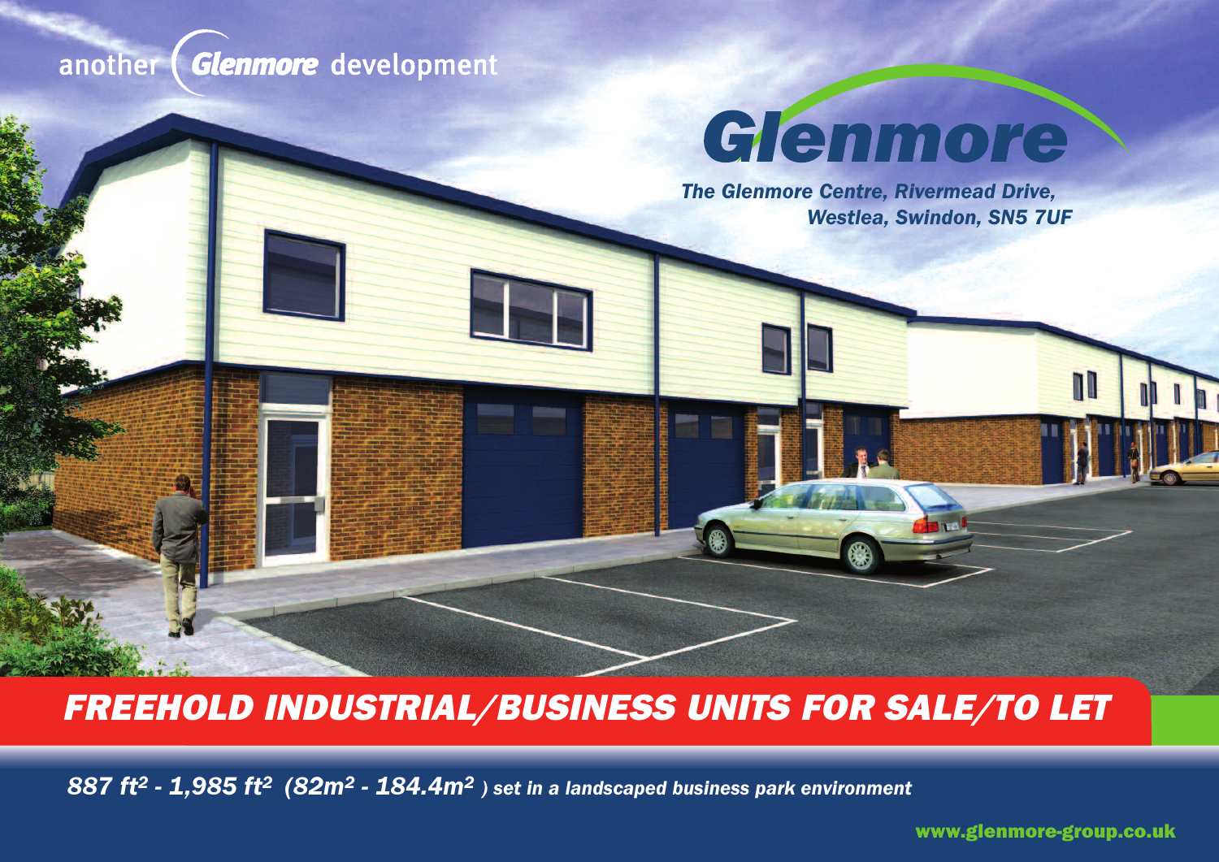another Glenmore development

# Glenmore

*The Glenmore Centre, Rivermead Drive, Westlea, Swindon, SN5 7UF*

## *FREEHOLD INDUSTRIAL/BUSINESS UNITS FOR SALE/TO LET*

*887 ft² - 1,985 ft² (82m² - 184.4m²) set in a landscaped business park environment*

www.glenmore-group.co.uk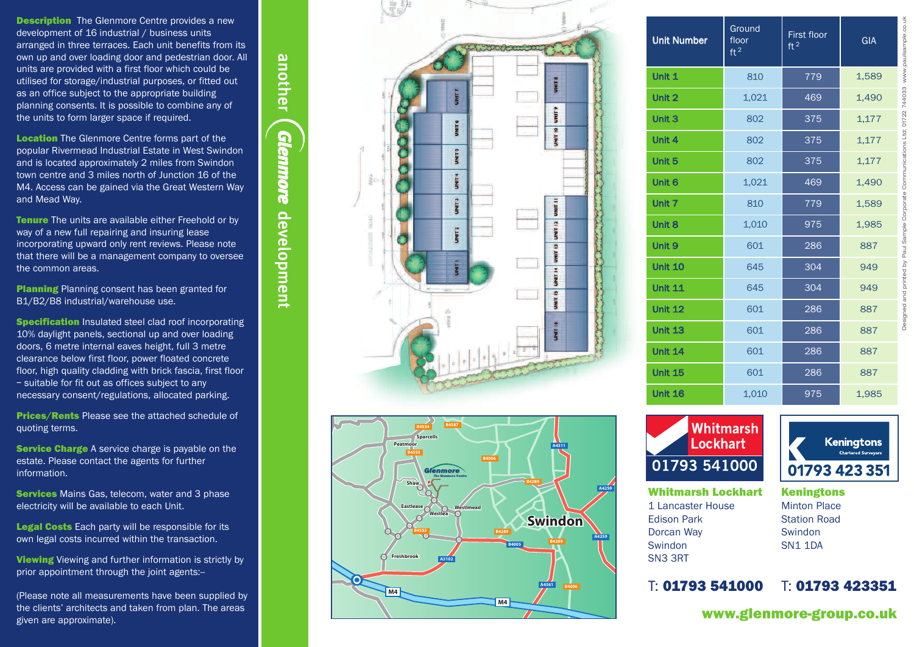**Description** The Glenmore Centre provides a new development of 16 industrial / business units arranged in three terraces. Each unit benefits from its own up and over loading door and pedestrian door. All units are provided with a first floor which could be utilised for storage/industrial purposes, or fitted out as an office subject to the appropriate building planning consents. It is possible to combine any of the units to form larger space if required.

**Location** The Glenmore Centre forms part of the popular Rivermead Industrial Estate in West Swindon and is located approximately 2 miles from Swindon town centre and 3 miles north of Junction 16 of the M4. Access can be gained via the Great Western Way and Mead Way.

**Tenure** The units are available either Freehold or by way of a new full repairing and insuring lease incorporating upward only rent reviews. Please note that there will be a management company to oversee the common areas.

**Planning** Planning consent has been granted for B1/B2/B8 industrial/warehouse use.

**Specification** Insulated steel clad roof incorporating 10% daylight panels, sectional up and over loading doors, 6 metre internal eaves height, full 3 metre clearance below first floor, power floated concrete floor, high quality cladding with brick fascia, first floor – suitable for fit out as offices subject to any necessary consent/regulations, allocated parking.

**Prices/Rents** Please see the attached schedule of quoting terms.

**Service Charge** A service charge is payable on the estate. Please contact the agents for further information.

**Services** Mains Gas, telecom, water and 3 phase electricity will be available to each Unit.

**Legal Costs** Each party will be responsible for its own legal costs incurred within the transaction.

**Viewing** Viewing and further information is strictly by prior appointment through the joint agents:–

(Please note all measurements have been supplied by the clients' architects and taken from plan. The areas given are approximate).

another **Glenmore** development

| Unit Number | Ground floor $ft^2$ | First floor $ft^2$ | GIA |
|---|---|---|---|
| Unit 1 | 810 | 779 | 1,589 |
| Unit 2 | 1,021 | 469 | 1,490 |
| Unit 3 | 802 | 375 | 1,177 |
| Unit 4 | 802 | 375 | 1,177 |
| Unit 5 | 802 | 375 | 1,177 |
| Unit 6 | 1,021 | 469 | 1,490 |
| Unit 7 | 810 | 779 | 1,589 |
| Unit 8 | 1,010 | 975 | 1,985 |
| Unit 9 | 601 | 286 | 887 |
| Unit 10 | 645 | 304 | 949 |
| Unit 11 | 645 | 304 | 949 |
| Unit 12 | 601 | 286 | 887 |
| Unit 13 | 601 | 286 | 887 |
| Unit 14 | 601 | 286 | 887 |
| Unit 15 | 601 | 286 | 887 |
| Unit 16 | 1,010 | 975 | 1,985 |

Whitmarsh Lockhart 01793 541000

Keningtons Chartered Surveyors 01793 423 351

**Whitmarsh Lockhart**
1 Lancaster House
Edison Park
Dorcan Way
Swindon
SN3 3RT

T: **01793 541000**

**Keningtons**
Minton Place
Station Road
Swindon
SN1 1DA

T: **01793 423351**

**www.glenmore-group.co.uk**

Designed and printed by Paul Sample Corporate Communications Ltd: 01722 744033 www.paulsample.co.uk